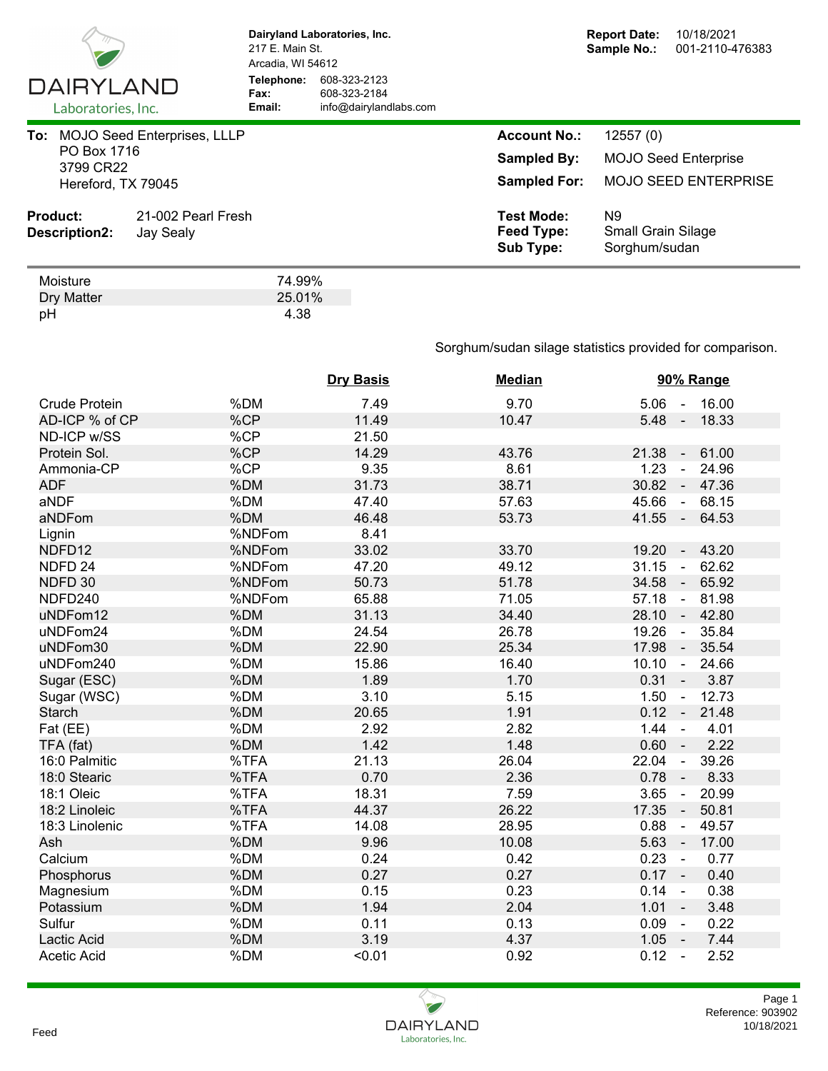**DAIRYLAND Laboratories, Inc.**

**Dairyland Laboratories, Inc.**
217 E. Main St.
Arcadia, WI 54612
**Telephone:** 608-323-2123
**Fax:** 608-323-2184
**Email:** info@dairylandlabs.com

**Report Date:** 10/18/2021
**Sample No.:** 001-2110-476383

**To:** MOJO Seed Enterprises, LLLP
PO Box 1716
3799 CR22
Hereford, TX 79045

**Account No.:** 12557 (0)
**Sampled By:** MOJO Seed Enterprise
**Sampled For:** MOJO SEED ENTERPRISE

**Product:** 21-002 Pearl Fresh
**Description2:** Jay Sealy

**Test Mode:** N9
**Feed Type:** Small Grain Silage
**Sub Type:** Sorghum/sudan

| | |
|---|---|
| Moisture | 74.99% |
| Dry Matter | 25.01% |
| pH | 4.38 |

Sorghum/sudan silage statistics provided for comparison.

| | | Dry Basis | Median | 90% Range |
|---|---|---|---|---|
| Crude Protein | %DM | 7.49 | 9.70 | 5.06 - 16.00 |
| AD-ICP % of CP | %CP | 11.49 | 10.47 | 5.48 - 18.33 |
| ND-ICP w/SS | %CP | 21.50 | | |
| Protein Sol. | %CP | 14.29 | 43.76 | 21.38 - 61.00 |
| Ammonia-CP | %CP | 9.35 | 8.61 | 1.23 - 24.96 |
| ADF | %DM | 31.73 | 38.71 | 30.82 - 47.36 |
| aNDF | %DM | 47.40 | 57.63 | 45.66 - 68.15 |
| aNDFom | %DM | 46.48 | 53.73 | 41.55 - 64.53 |
| Lignin | %NDFom | 8.41 | | |
| NDFD12 | %NDFom | 33.02 | 33.70 | 19.20 - 43.20 |
| NDFD 24 | %NDFom | 47.20 | 49.12 | 31.15 - 62.62 |
| NDFD 30 | %NDFom | 50.73 | 51.78 | 34.58 - 65.92 |
| NDFD240 | %NDFom | 65.88 | 71.05 | 57.18 - 81.98 |
| uNDFom12 | %DM | 31.13 | 34.40 | 28.10 - 42.80 |
| uNDFom24 | %DM | 24.54 | 26.78 | 19.26 - 35.84 |
| uNDFom30 | %DM | 22.90 | 25.34 | 17.98 - 35.54 |
| uNDFom240 | %DM | 15.86 | 16.40 | 10.10 - 24.66 |
| Sugar (ESC) | %DM | 1.89 | 1.70 | 0.31 - 3.87 |
| Sugar (WSC) | %DM | 3.10 | 5.15 | 1.50 - 12.73 |
| Starch | %DM | 20.65 | 1.91 | 0.12 - 21.48 |
| Fat (EE) | %DM | 2.92 | 2.82 | 1.44 - 4.01 |
| TFA (fat) | %DM | 1.42 | 1.48 | 0.60 - 2.22 |
| 16:0 Palmitic | %TFA | 21.13 | 26.04 | 22.04 - 39.26 |
| 18:0 Stearic | %TFA | 0.70 | 2.36 | 0.78 - 8.33 |
| 18:1 Oleic | %TFA | 18.31 | 7.59 | 3.65 - 20.99 |
| 18:2 Linoleic | %TFA | 44.37 | 26.22 | 17.35 - 50.81 |
| 18:3 Linolenic | %TFA | 14.08 | 28.95 | 0.88 - 49.57 |
| Ash | %DM | 9.96 | 10.08 | 5.63 - 17.00 |
| Calcium | %DM | 0.24 | 0.42 | 0.23 - 0.77 |
| Phosphorus | %DM | 0.27 | 0.27 | 0.17 - 0.40 |
| Magnesium | %DM | 0.15 | 0.23 | 0.14 - 0.38 |
| Potassium | %DM | 1.94 | 2.04 | 1.01 - 3.48 |
| Sulfur | %DM | 0.11 | 0.13 | 0.09 - 0.22 |
| Lactic Acid | %DM | 3.19 | 4.37 | 1.05 - 7.44 |
| Acetic Acid | %DM | <0.01 | 0.92 | 0.12 - 2.52 |

Feed

Reference: 903902
10/18/2021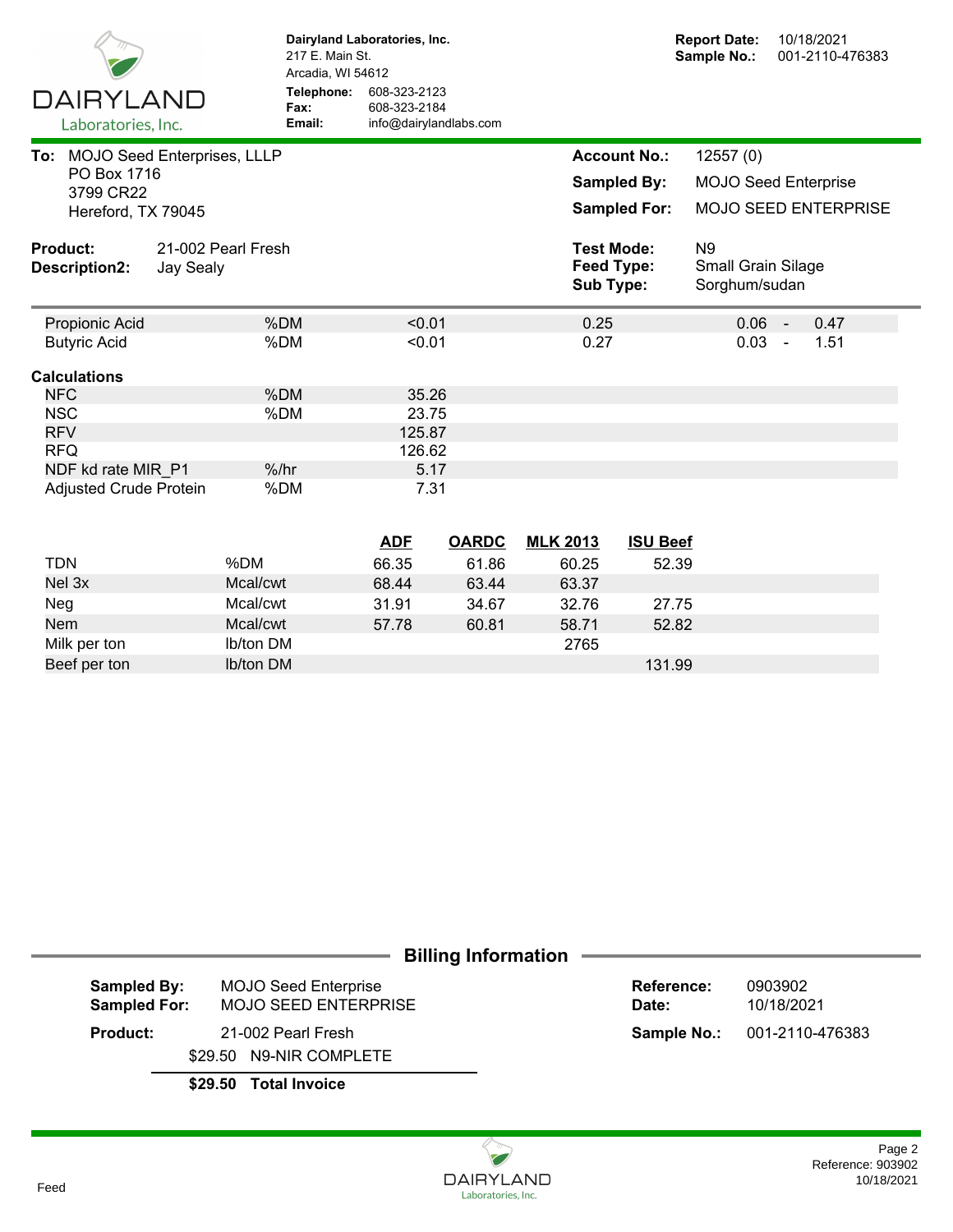**Dairyland Laboratories, Inc.**
217 E. Main St.
Arcadia, WI 54612
**Telephone:** 608-323-2123
**Fax:** 608-323-2184
**Email:** info@dairylandlabs.com

**Report Date:** 10/18/2021
**Sample No.:** 001-2110-476383

**To:** MOJO Seed Enterprises, LLLP
PO Box 1716
3799 CR22
Hereford, TX 79045

**Account No.:** 12557 (0)
**Sampled By:** MOJO Seed Enterprise
**Sampled For:** MOJO SEED ENTERPRISE

**Product:** 21-002 Pearl Fresh
**Description2:** Jay Sealy

**Test Mode:** N9
**Feed Type:** Small Grain Silage
**Sub Type:** Sorghum/sudan

| | | | | |
|---|---|---|---|---|
| Propionic Acid | %DM | <0.01 | 0.25 | 0.06 - 0.47 |
| Butyric Acid | %DM | <0.01 | 0.27 | 0.03 - 1.51 |

**Calculations**

| | | |
|---|---|---|
| NFC | %DM | 35.26 |
| NSC | %DM | 23.75 |
| RFV | | 125.87 |
| RFQ | | 126.62 |
| NDF kd rate MIR_P1 | %/hr | 5.17 |
| Adjusted Crude Protein | %DM | 7.31 |

| | | ADF | OARDC | MLK 2013 | ISU Beef |
|---|---|---|---|---|---|
| TDN | %DM | 66.35 | 61.86 | 60.25 | 52.39 |
| Nel 3x | Mcal/cwt | 68.44 | 63.44 | 63.37 | |
| Neg | Mcal/cwt | 31.91 | 34.67 | 32.76 | 27.75 |
| Nem | Mcal/cwt | 57.78 | 60.81 | 58.71 | 52.82 |
| Milk per ton | lb/ton DM | | | 2765 | |
| Beef per ton | lb/ton DM | | | | 131.99 |

## Billing Information

**Sampled By:** MOJO Seed Enterprise
**Sampled For:** MOJO SEED ENTERPRISE
**Product:** 21-002 Pearl Fresh

**Reference:** 0903902
**Date:** 10/18/2021
**Sample No.:** 001-2110-476383

$29.50 N9-NIR COMPLETE

**$29.50 Total Invoice**

Feed